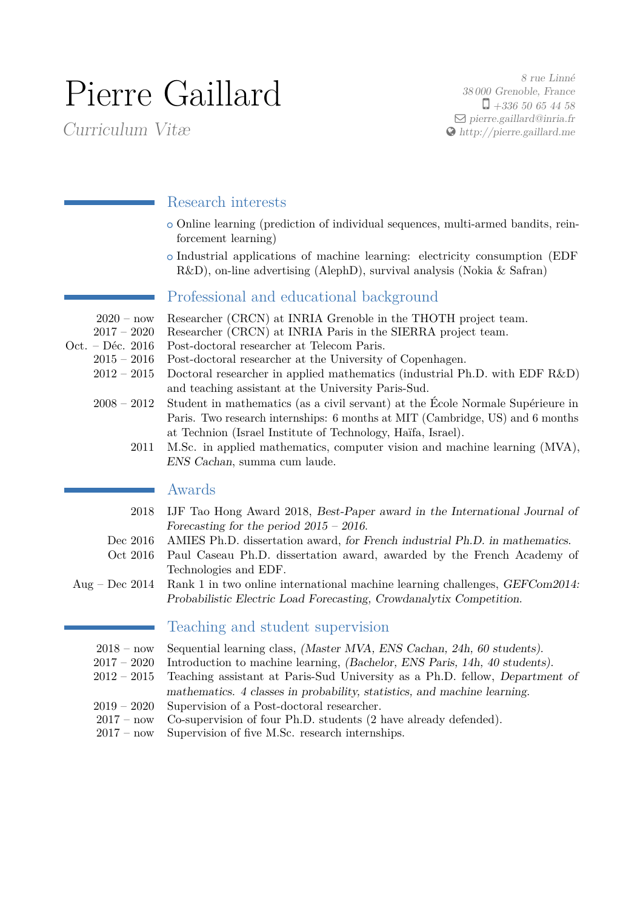# Pierre Gaillard

*Curriculum Vitæ*

*8 rue Linné*
*38 000 Grenoble, France*
*+336 50 65 44 58*
*pierre.gaillard@inria.fr*
*http://pierre.gaillard.me*

## Research interests

- Online learning (prediction of individual sequences, multi-armed bandits, reinforcement learning)
- Industrial applications of machine learning: electricity consumption (EDF R&D), on-line advertising (AlephD), survival analysis (Nokia & Safran)

## Professional and educational background

| | |
|---|---|
| 2020 – now | Researcher (CRCN) at INRIA Grenoble in the THOTH project team. |
| 2017 – 2020 | Researcher (CRCN) at INRIA Paris in the SIERRA project team. |
| Oct. – Déc. 2016 | Post-doctoral researcher at Telecom Paris. |
| 2015 – 2016 | Post-doctoral researcher at the University of Copenhagen. |
| 2012 – 2015 | Doctoral researcher in applied mathematics (industrial Ph.D. with EDF R&D) and teaching assistant at the University Paris-Sud. |
| 2008 – 2012 | Student in mathematics (as a civil servant) at the École Normale Supérieure in Paris. Two research internships: 6 months at MIT (Cambridge, US) and 6 months at Technion (Israel Institute of Technology, Haïfa, Israel). |
| 2011 | M.Sc. in applied mathematics, computer vision and machine learning (MVA), *ENS Cachan*, summa cum laude. |

## Awards

| | |
|---|---|
| 2018 | IJF Tao Hong Award 2018, *Best-Paper award in the International Journal of Forecasting for the period 2015 – 2016*. |
| Dec 2016 | AMIES Ph.D. dissertation award, *for French industrial Ph.D. in mathematics*. |
| Oct 2016 | Paul Caseau Ph.D. dissertation award, awarded by the French Academy of Technologies and EDF. |
| Aug – Dec 2014 | Rank 1 in two online international machine learning challenges, *GEFCom2014: Probabilistic Electric Load Forecasting, Crowdanalytix Competition*. |

## Teaching and student supervision

| | |
|---|---|
| 2018 – now | Sequential learning class, *(Master MVA, ENS Cachan, 24h, 60 students)*. |
| 2017 – 2020 | Introduction to machine learning, *(Bachelor, ENS Paris, 14h, 40 students)*. |
| 2012 – 2015 | Teaching assistant at Paris-Sud University as a Ph.D. fellow, *Department of mathematics. 4 classes in probability, statistics, and machine learning*. |
| 2019 – 2020 | Supervision of a Post-doctoral researcher. |
| 2017 – now | Co-supervision of four Ph.D. students (2 have already defended). |
| 2017 – now | Supervision of five M.Sc. research internships. |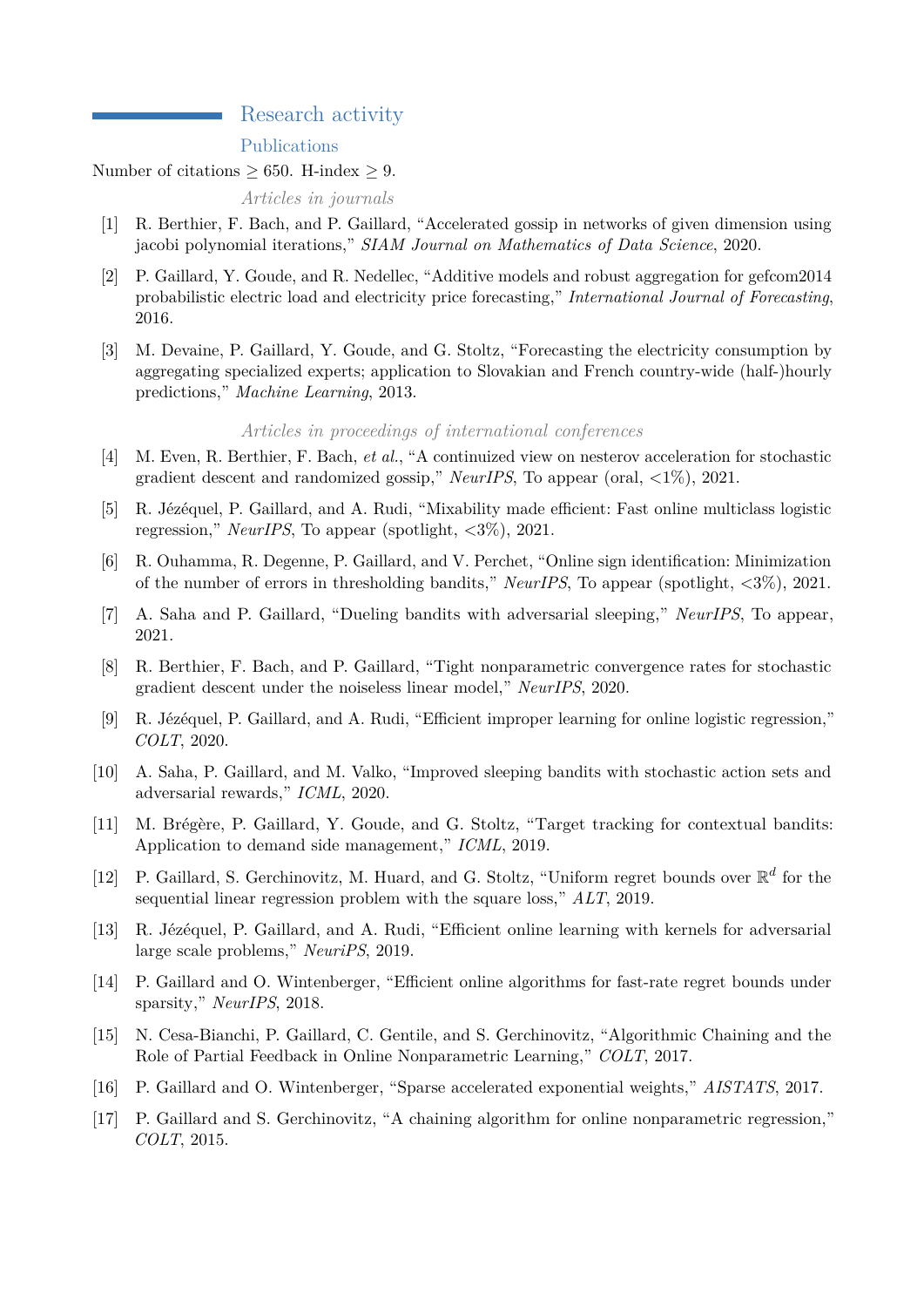## Research activity

### Publications

Number of citations $\geq 650$. H-index $\geq 9$.

#### *Articles in journals*

[1] R. Berthier, F. Bach, and P. Gaillard, "Accelerated gossip in networks of given dimension using jacobi polynomial iterations," *SIAM Journal on Mathematics of Data Science*, 2020.

[2] P. Gaillard, Y. Goude, and R. Nedellec, "Additive models and robust aggregation for gefcom2014 probabilistic electric load and electricity price forecasting," *International Journal of Forecasting*, 2016.

[3] M. Devaine, P. Gaillard, Y. Goude, and G. Stoltz, "Forecasting the electricity consumption by aggregating specialized experts; application to Slovakian and French country-wide (half-)hourly predictions," *Machine Learning*, 2013.

#### *Articles in proceedings of international conferences*

[4] M. Even, R. Berthier, F. Bach, *et al.*, "A continuized view on nesterov acceleration for stochastic gradient descent and randomized gossip," *NeurIPS*, To appear (oral, <1%), 2021.

[5] R. Jézéquel, P. Gaillard, and A. Rudi, "Mixability made efficient: Fast online multiclass logistic regression," *NeurIPS*, To appear (spotlight, <3%), 2021.

[6] R. Ouhamma, R. Degenne, P. Gaillard, and V. Perchet, "Online sign identification: Minimization of the number of errors in thresholding bandits," *NeurIPS*, To appear (spotlight, <3%), 2021.

[7] A. Saha and P. Gaillard, "Dueling bandits with adversarial sleeping," *NeurIPS*, To appear, 2021.

[8] R. Berthier, F. Bach, and P. Gaillard, "Tight nonparametric convergence rates for stochastic gradient descent under the noiseless linear model," *NeurIPS*, 2020.

[9] R. Jézéquel, P. Gaillard, and A. Rudi, "Efficient improper learning for online logistic regression," *COLT*, 2020.

[10] A. Saha, P. Gaillard, and M. Valko, "Improved sleeping bandits with stochastic action sets and adversarial rewards," *ICML*, 2020.

[11] M. Brégère, P. Gaillard, Y. Goude, and G. Stoltz, "Target tracking for contextual bandits: Application to demand side management," *ICML*, 2019.

[12] P. Gaillard, S. Gerchinovitz, M. Huard, and G. Stoltz, "Uniform regret bounds over $\mathbb{R}^d$ for the sequential linear regression problem with the square loss," *ALT*, 2019.

[13] R. Jézéquel, P. Gaillard, and A. Rudi, "Efficient online learning with kernels for adversarial large scale problems," *NeuriPS*, 2019.

[14] P. Gaillard and O. Wintenberger, "Efficient online algorithms for fast-rate regret bounds under sparsity," *NeurIPS*, 2018.

[15] N. Cesa-Bianchi, P. Gaillard, C. Gentile, and S. Gerchinovitz, "Algorithmic Chaining and the Role of Partial Feedback in Online Nonparametric Learning," *COLT*, 2017.

[16] P. Gaillard and O. Wintenberger, "Sparse accelerated exponential weights," *AISTATS*, 2017.

[17] P. Gaillard and S. Gerchinovitz, "A chaining algorithm for online nonparametric regression," *COLT*, 2015.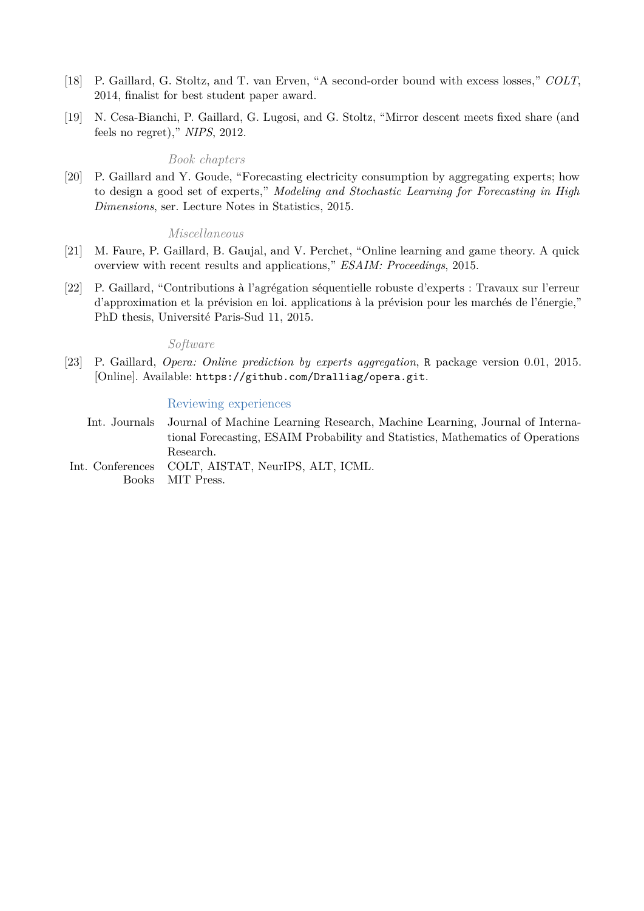[18] P. Gaillard, G. Stoltz, and T. van Erven, "A second-order bound with excess losses," *COLT*, 2014, finalist for best student paper award.

[19] N. Cesa-Bianchi, P. Gaillard, G. Lugosi, and G. Stoltz, "Mirror descent meets fixed share (and feels no regret)," *NIPS*, 2012.

### *Book chapters*

[20] P. Gaillard and Y. Goude, "Forecasting electricity consumption by aggregating experts; how to design a good set of experts," *Modeling and Stochastic Learning for Forecasting in High Dimensions*, ser. Lecture Notes in Statistics, 2015.

### *Miscellaneous*

[21] M. Faure, P. Gaillard, B. Gaujal, and V. Perchet, "Online learning and game theory. A quick overview with recent results and applications," *ESAIM: Proceedings*, 2015.

[22] P. Gaillard, "Contributions à l'agrégation séquentielle robuste d'experts : Travaux sur l'erreur d'approximation et la prévision en loi. applications à la prévision pour les marchés de l'énergie," PhD thesis, Université Paris-Sud 11, 2015.

### *Software*

[23] P. Gaillard, *Opera: Online prediction by experts aggregation*, `R` package version 0.01, 2015. [Online]. Available: `https://github.com/Dralliag/opera.git`.

## Reviewing experiences

| | |
|---|---|
| Int. Journals | Journal of Machine Learning Research, Machine Learning, Journal of International Forecasting, ESAIM Probability and Statistics, Mathematics of Operations Research. |
| Int. Conferences | COLT, AISTAT, NeurIPS, ALT, ICML. |
| Books | MIT Press. |